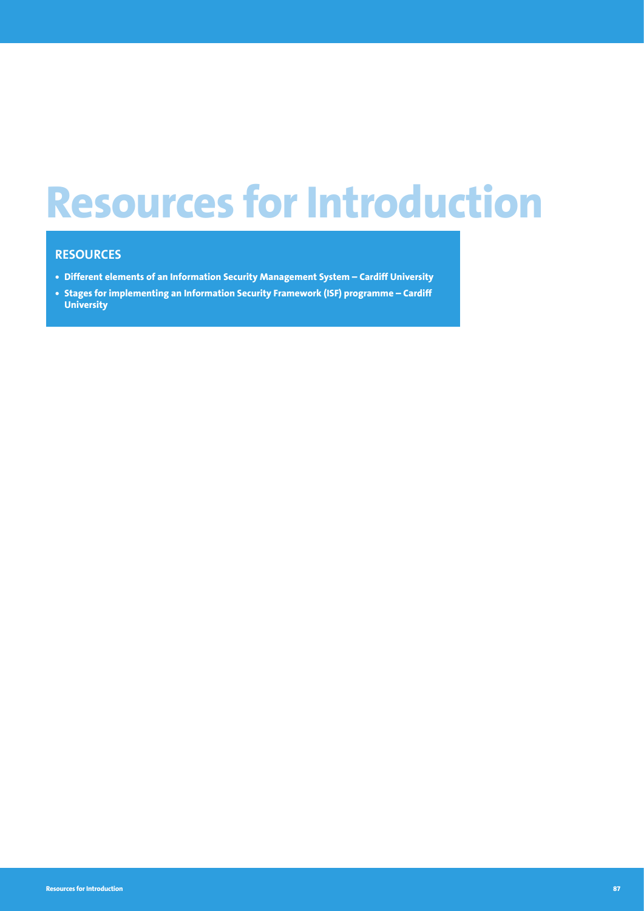# Resources for Introduction

## RESOURCES

- **Different elements of an Information Security Management System – Cardiff University**
- **Stages for implementing an Information Security Framework (ISF) programme – Cardiff University**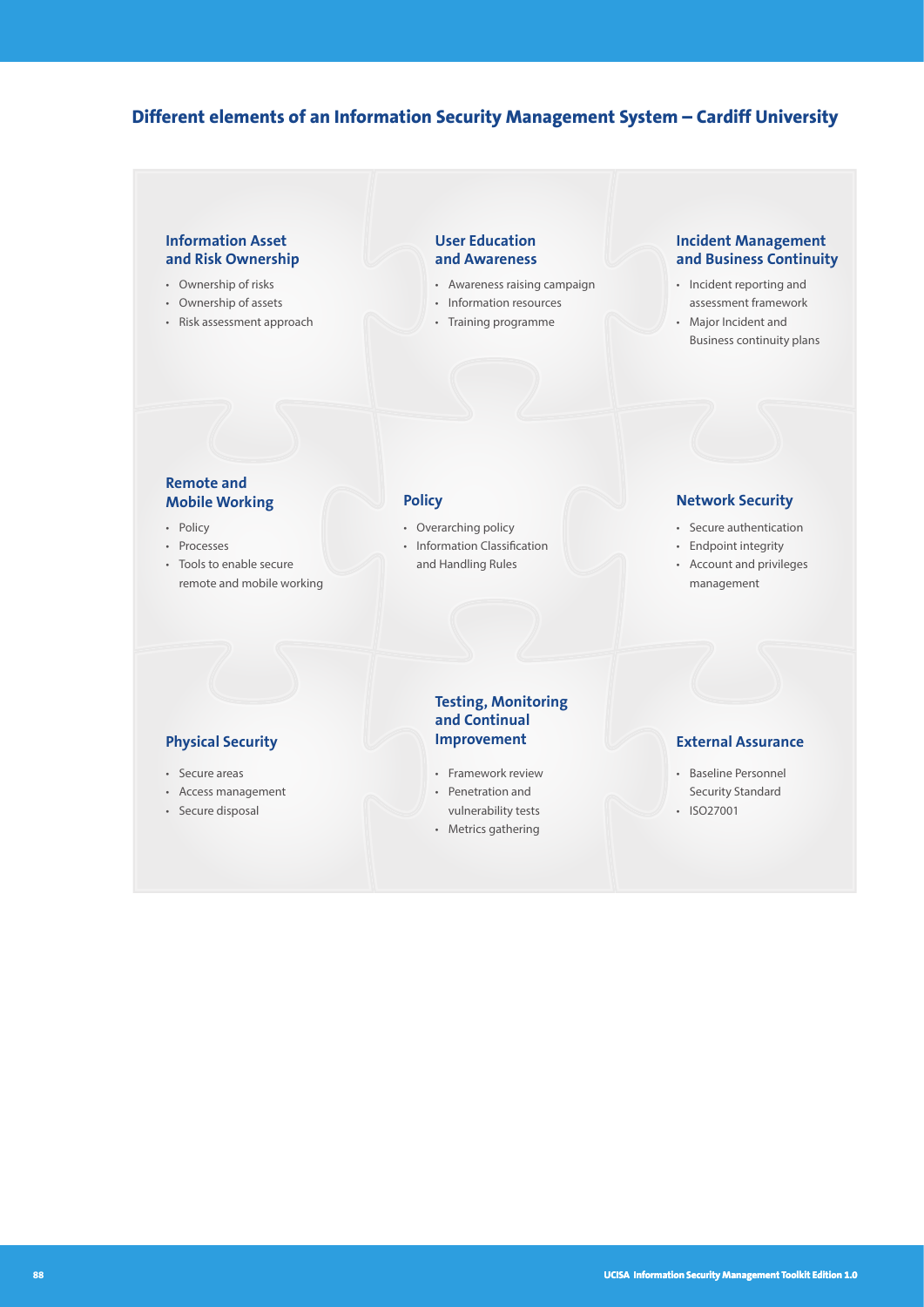## Different elements of an Information Security Management System – Cardiff University

### Information Asset and Risk Ownership

- Ownership of risks
- Ownership of assets
- Risk assessment approach

### User Education and Awareness

- Awareness raising campaign
- Information resources
- Training programme

### Incident Management and Business Continuity

- Incident reporting and assessment framework
- Major Incident and Business continuity plans

### Remote and Mobile Working

- Policy
- Processes
- Tools to enable secure remote and mobile working

### Policy

- Overarching policy
- Information Classification and Handling Rules

### Network Security

- Secure authentication
- Endpoint integrity
- Account and privileges management

### Physical Security

- Secure areas
- Access management
- Secure disposal

### Testing, Monitoring and Continual Improvement

- Framework review
- Penetration and vulnerability tests
- Metrics gathering

### External Assurance

- Baseline Personnel Security Standard
- ISO27001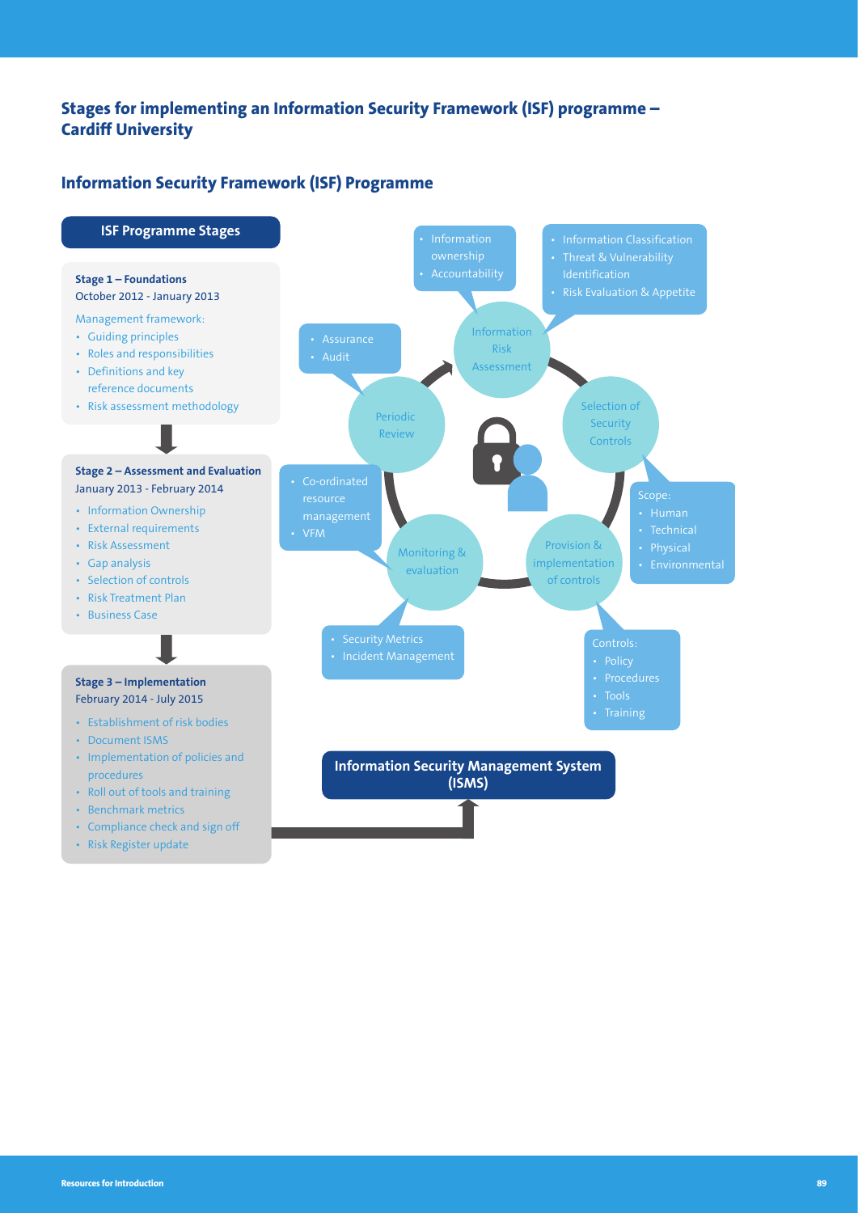## Stages for implementing an Information Security Framework (ISF) programme – Cardiff University

## Information Security Framework (ISF) Programme

### ISF Programme Stages

**Stage 1 – Foundations**
October 2012 - January 2013

Management framework:

- Guiding principles
- Roles and responsibilities
- Definitions and key reference documents
- Risk assessment methodology

**Stage 2 – Assessment and Evaluation**
January 2013 - February 2014

- Information Ownership
- External requirements
- Risk Assessment
- Gap analysis
- Selection of controls
- Risk Treatment Plan
- Business Case

**Stage 3 – Implementation**
February 2014 - July 2015

- Establishment of risk bodies
- Document ISMS
- Implementation of policies and procedures
- Roll out of tools and training
- Benchmark metrics
- Compliance check and sign off
- Risk Register update

Information Risk Assessment

- Information ownership
- Accountability

- Information Classification
- Threat & Vulnerability Identification
- Risk Evaluation & Appetite

Selection of Security Controls

Scope:

- Human
- Technical
- Physical
- Environmental

Provision & implementation of controls

Controls:

- Policy
- Procedures
- Tools
- Training

Monitoring & evaluation

- Security Metrics
- Incident Management

- Co-ordinated resource management
- VFM

Periodic Review

- Assurance
- Audit

**Information Security Management System (ISMS)**